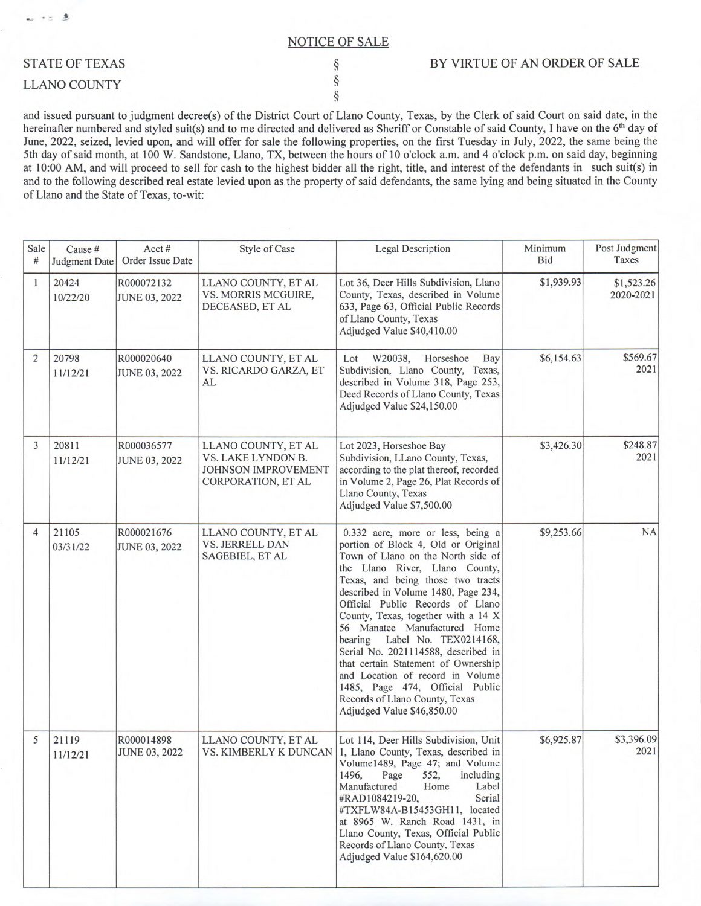## NOTICE OF SALE

STATE OF TEXAS § BY VIRTUE OF AN ORDER OF SALE
LLANO COUNTY §
§

and issued pursuant to judgment decree(s) of the District Court of Llano County, Texas, by the Clerk of said Court on said date, in the hereinafter numbered and styled suit(s) and to me directed and delivered as Sheriff or Constable of said County, I have on the 6th day of June, 2022, seized, levied upon, and will offer for sale the following properties, on the first Tuesday in July, 2022, the same being the 5th day of said month, at 100 W. Sandstone, Llano, TX, between the hours of 10 o'clock a.m. and 4 o'clock p.m. on said day, beginning at 10:00 AM, and will proceed to sell for cash to the highest bidder all the right, title, and interest of the defendants in such suit(s) in and to the following described real estate levied upon as the property of said defendants, the same lying and being situated in the County of Llano and the State of Texas, to-wit:

| Sale # | Cause # Judgment Date | Acct # Order Issue Date | Style of Case | Legal Description | Minimum Bid | Post Judgment Taxes |
|---|---|---|---|---|---|---|
| 1 | 20424 10/22/20 | R000072132 JUNE 03, 2022 | LLANO COUNTY, ET AL VS. MORRIS MCGUIRE, DECEASED, ET AL | Lot 36, Deer Hills Subdivision, Llano County, Texas, described in Volume 633, Page 63, Official Public Records of Llano County, Texas Adjudged Value $40,410.00 | $1,939.93 | $1,523.26 2020-2021 |
| 2 | 20798 11/12/21 | R000020640 JUNE 03, 2022 | LLANO COUNTY, ET AL VS. RICARDO GARZA, ET AL | Lot W20038, Horseshoe Bay Subdivision, Llano County, Texas, described in Volume 318, Page 253, Deed Records of Llano County, Texas Adjudged Value $24,150.00 | $6,154.63 | $569.67 2021 |
| 3 | 20811 11/12/21 | R000036577 JUNE 03, 2022 | LLANO COUNTY, ET AL VS. LAKE LYNDON B. JOHNSON IMPROVEMENT CORPORATION, ET AL | Lot 2023, Horseshoe Bay Subdivision, LLano County, Texas, according to the plat thereof, recorded in Volume 2, Page 26, Plat Records of Llano County, Texas Adjudged Value $7,500.00 | $3,426.30 | $248.87 2021 |
| 4 | 21105 03/31/22 | R000021676 JUNE 03, 2022 | LLANO COUNTY, ET AL VS. JERRELL DAN SAGEBIEL, ET AL | 0.332 acre, more or less, being a portion of Block 4, Old or Original Town of Llano on the North side of the Llano River, Llano County, Texas, and being those two tracts described in Volume 1480, Page 234, Official Public Records of Llano County, Texas, together with a 14 X 56 Manatee Manufactured Home bearing Label No. TEX0214168, Serial No. 2021114588, described in that certain Statement of Ownership and Location of record in Volume 1485, Page 474, Official Public Records of Llano County, Texas Adjudged Value $46,850.00 | $9,253.66 | NA |
| 5 | 21119 11/12/21 | R000014898 JUNE 03, 2022 | LLANO COUNTY, ET AL VS. KIMBERLY K DUNCAN | Lot 114, Deer Hills Subdivision, Unit 1, Llano County, Texas, described in Volume1489, Page 47; and Volume 1496, Page 552, including Manufactured Home Label #RAD1084219-20, Serial #TXFLW84A-B15453GH11, located at 8965 W. Ranch Road 1431, in Llano County, Texas, Official Public Records of Llano County, Texas Adjudged Value $164,620.00 | $6,925.87 | $3,396.09 2021 |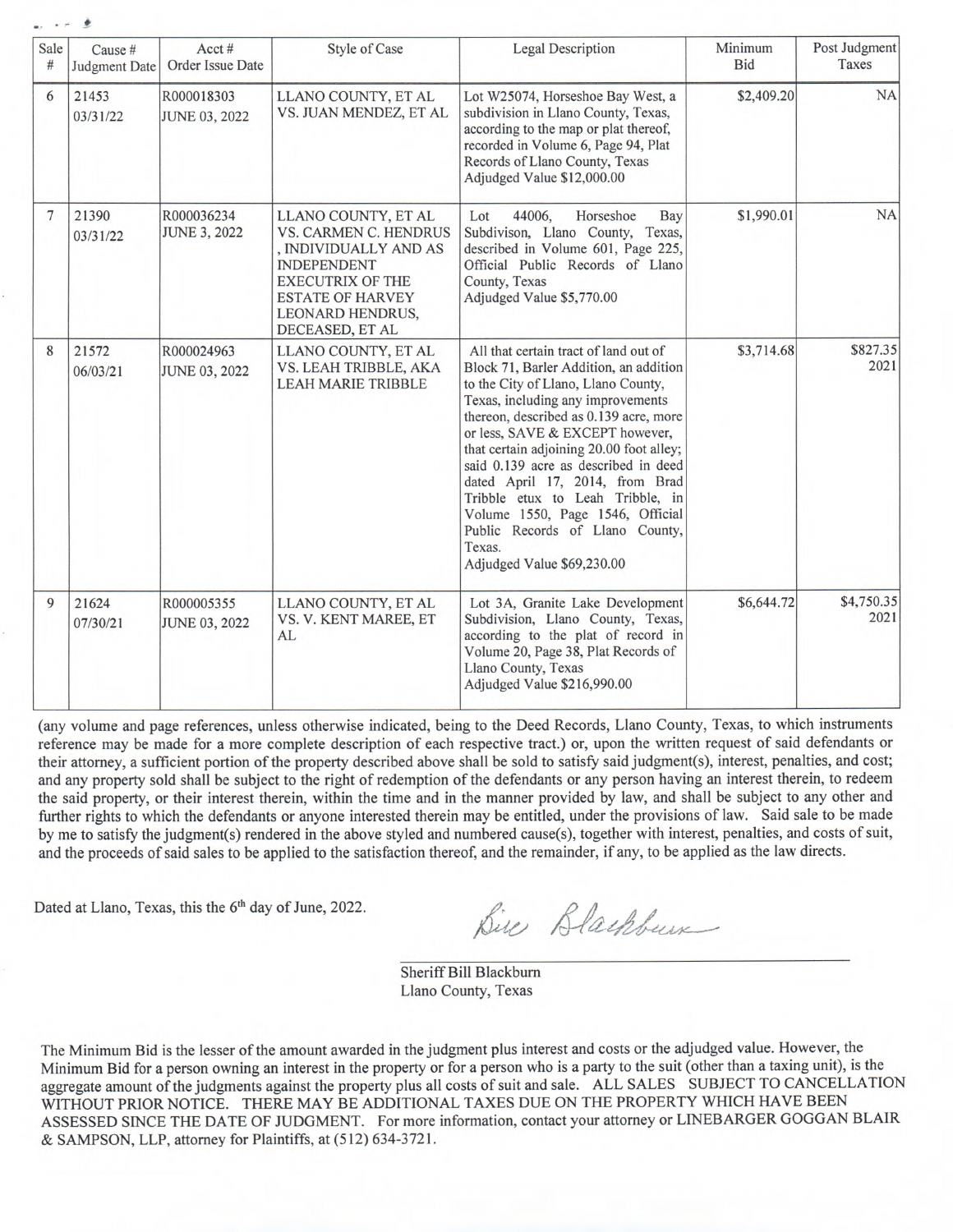| Sale # | Cause # Judgment Date | Acct # Order Issue Date | Style of Case | Legal Description | Minimum Bid | Post Judgment Taxes |
|---|---|---|---|---|---|---|
| 6 | 21453 03/31/22 | R000018303 JUNE 03, 2022 | LLANO COUNTY, ET AL VS. JUAN MENDEZ, ET AL | Lot W25074, Horseshoe Bay West, a subdivision in Llano County, Texas, according to the map or plat thereof, recorded in Volume 6, Page 94, Plat Records of Llano County, Texas Adjudged Value $12,000.00 | $2,409.20 | NA |
| 7 | 21390 03/31/22 | R000036234 JUNE 3, 2022 | LLANO COUNTY, ET AL VS. CARMEN C. HENDRUS , INDIVIDUALLY AND AS INDEPENDENT EXECUTRIX OF THE ESTATE OF HARVEY LEONARD HENDRUS, DECEASED, ET AL | Lot 44006, Horseshoe Bay Subdivison, Llano County, Texas, described in Volume 601, Page 225, Official Public Records of Llano County, Texas Adjudged Value $5,770.00 | $1,990.01 | NA |
| 8 | 21572 06/03/21 | R000024963 JUNE 03, 2022 | LLANO COUNTY, ET AL VS. LEAH TRIBBLE, AKA LEAH MARIE TRIBBLE | All that certain tract of land out of Block 71, Barler Addition, an addition to the City of Llano, Llano County, Texas, including any improvements thereon, described as 0.139 acre, more or less, SAVE & EXCEPT however, that certain adjoining 20.00 foot alley; said 0.139 acre as described in deed dated April 17, 2014, from Brad Tribble etux to Leah Tribble, in Volume 1550, Page 1546, Official Public Records of Llano County, Texas. Adjudged Value $69,230.00 | $3,714.68 | $827.35 2021 |
| 9 | 21624 07/30/21 | R000005355 JUNE 03, 2022 | LLANO COUNTY, ET AL VS. V. KENT MAREE, ET AL | Lot 3A, Granite Lake Development Subdivision, Llano County, Texas, according to the plat of record in Volume 20, Page 38, Plat Records of Llano County, Texas Adjudged Value $216,990.00 | $6,644.72 | $4,750.35 2021 |

(any volume and page references, unless otherwise indicated, being to the Deed Records, Llano County, Texas, to which instruments reference may be made for a more complete description of each respective tract.) or, upon the written request of said defendants or their attorney, a sufficient portion of the property described above shall be sold to satisfy said judgment(s), interest, penalties, and cost; and any property sold shall be subject to the right of redemption of the defendants or any person having an interest therein, to redeem the said property, or their interest therein, within the time and in the manner provided by law, and shall be subject to any other and further rights to which the defendants or anyone interested therein may be entitled, under the provisions of law. Said sale to be made by me to satisfy the judgment(s) rendered in the above styled and numbered cause(s), together with interest, penalties, and costs of suit, and the proceeds of said sales to be applied to the satisfaction thereof, and the remainder, if any, to be applied as the law directs.

Dated at Llano, Texas, this the 6th day of June, 2022.

Bill Blackburn

Sheriff Bill Blackburn
Llano County, Texas

The Minimum Bid is the lesser of the amount awarded in the judgment plus interest and costs or the adjudged value. However, the Minimum Bid for a person owning an interest in the property or for a person who is a party to the suit (other than a taxing unit), is the aggregate amount of the judgments against the property plus all costs of suit and sale. ALL SALES SUBJECT TO CANCELLATION WITHOUT PRIOR NOTICE. THERE MAY BE ADDITIONAL TAXES DUE ON THE PROPERTY WHICH HAVE BEEN ASSESSED SINCE THE DATE OF JUDGMENT. For more information, contact your attorney or LINEBARGER GOGGAN BLAIR & SAMPSON, LLP, attorney for Plaintiffs, at (512) 634-3721.